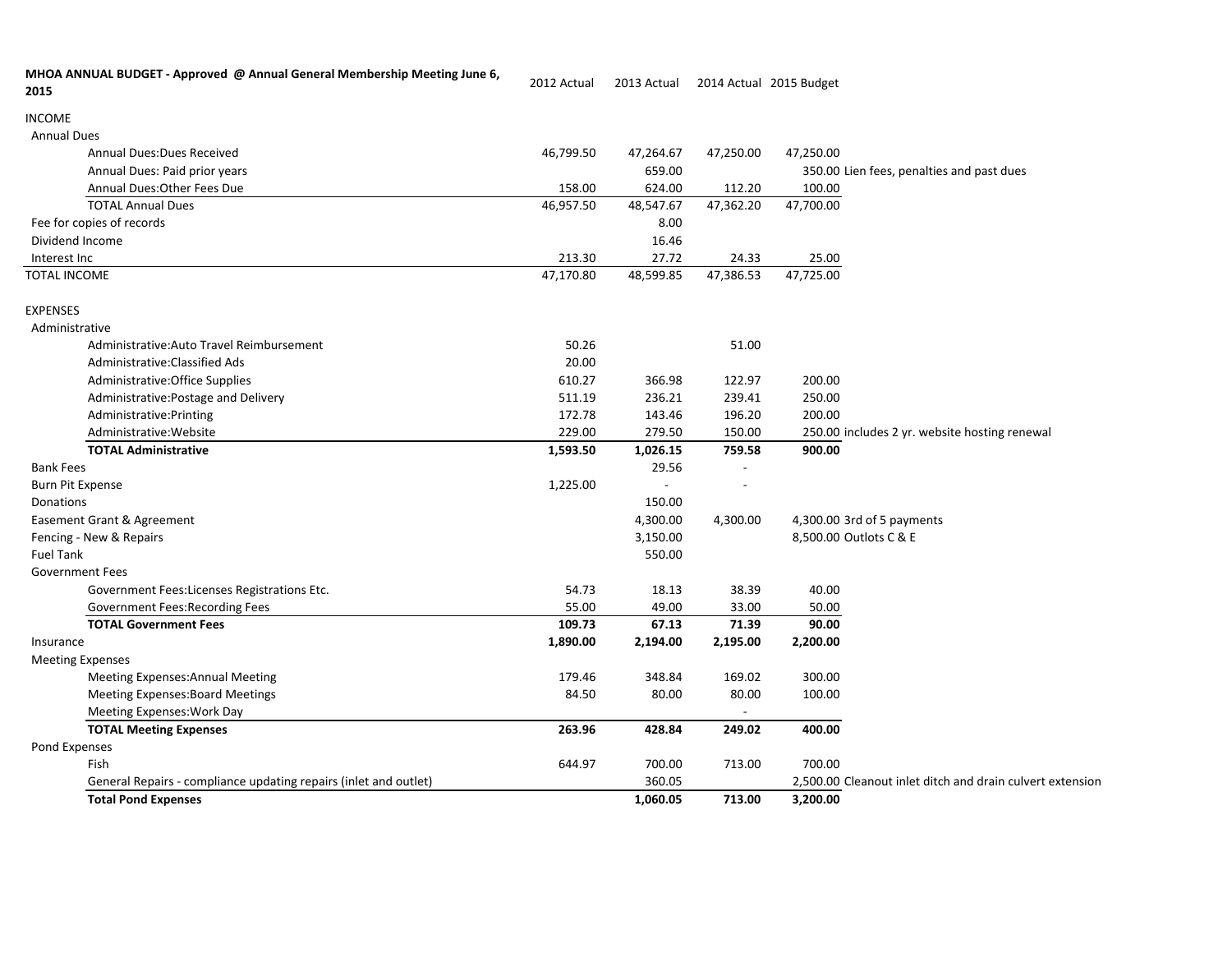| MHOA ANNUAL BUDGET - Approved @ Annual General Membership Meeting June 6, 2015 | 2012 Actual | 2013 Actual | 2014 Actual | 2015 Budget | |
|---|---|---|---|---|---|
| INCOME | | | | | |
| Annual Dues | | | | | |
| Annual Dues:Dues Received | 46,799.50 | 47,264.67 | 47,250.00 | 47,250.00 | |
| Annual Dues: Paid prior years | | 659.00 | | 350.00 | Lien fees, penalties and past dues |
| Annual Dues:Other Fees Due | 158.00 | 624.00 | 112.20 | 100.00 | |
| TOTAL Annual Dues | 46,957.50 | 48,547.67 | 47,362.20 | 47,700.00 | |
| Fee for copies of records | | 8.00 | | | |
| Dividend Income | | 16.46 | | | |
| Interest Inc | 213.30 | 27.72 | 24.33 | 25.00 | |
| TOTAL INCOME | 47,170.80 | 48,599.85 | 47,386.53 | 47,725.00 | |
| | | | | | |
| EXPENSES | | | | | |
| Administrative | | | | | |
| Administrative:Auto Travel Reimbursement | 50.26 | | 51.00 | | |
| Administrative:Classified Ads | 20.00 | | | | |
| Administrative:Office Supplies | 610.27 | 366.98 | 122.97 | 200.00 | |
| Administrative:Postage and Delivery | 511.19 | 236.21 | 239.41 | 250.00 | |
| Administrative:Printing | 172.78 | 143.46 | 196.20 | 200.00 | |
| Administrative:Website | 229.00 | 279.50 | 150.00 | 250.00 | includes 2 yr. website hosting renewal |
| **TOTAL Administrative** | **1,593.50** | **1,026.15** | **759.58** | **900.00** | |
| Bank Fees | | 29.56 | - | | |
| Burn Pit Expense | 1,225.00 | - | - | | |
| Donations | | 150.00 | | | |
| Easement Grant & Agreement | | 4,300.00 | 4,300.00 | 4,300.00 | 3rd of 5 payments |
| Fencing - New & Repairs | | 3,150.00 | | 8,500.00 | Outlots C & E |
| Fuel Tank | | 550.00 | | | |
| Government Fees | | | | | |
| Government Fees:Licenses Registrations Etc. | 54.73 | 18.13 | 38.39 | 40.00 | |
| Government Fees:Recording Fees | 55.00 | 49.00 | 33.00 | 50.00 | |
| **TOTAL Government Fees** | **109.73** | **67.13** | **71.39** | **90.00** | |
| Insurance | **1,890.00** | **2,194.00** | **2,195.00** | **2,200.00** | |
| Meeting Expenses | | | | | |
| Meeting Expenses:Annual Meeting | 179.46 | 348.84 | 169.02 | 300.00 | |
| Meeting Expenses:Board Meetings | 84.50 | 80.00 | 80.00 | 100.00 | |
| Meeting Expenses:Work Day | | | - | | |
| **TOTAL Meeting Expenses** | **263.96** | **428.84** | **249.02** | **400.00** | |
| Pond Expenses | | | | | |
| Fish | 644.97 | 700.00 | 713.00 | 700.00 | |
| General Repairs - compliance updating repairs (inlet and outlet) | | 360.05 | | 2,500.00 | Cleanout inlet ditch and drain culvert extension |
| **Total Pond Expenses** | | **1,060.05** | **713.00** | **3,200.00** | |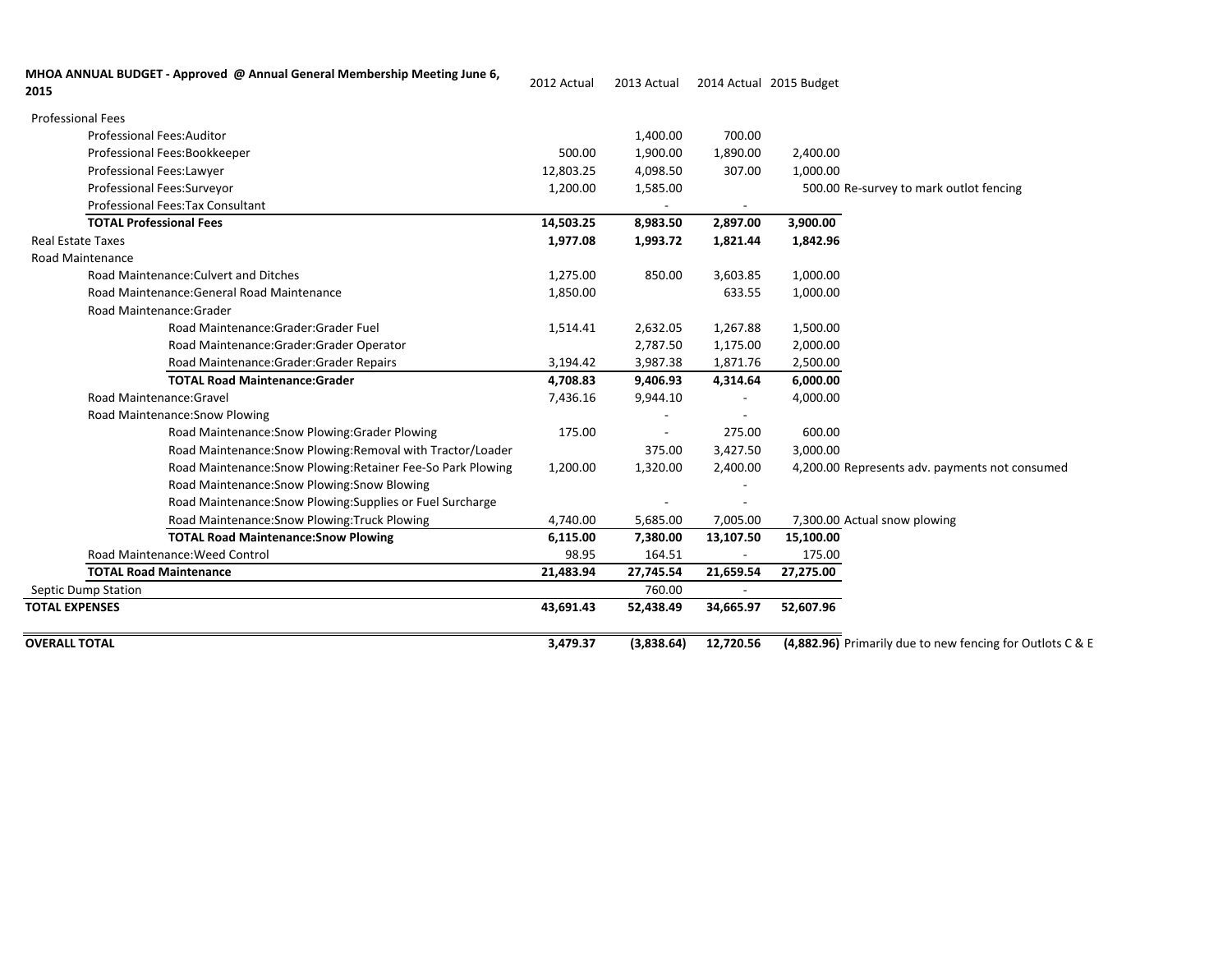| MHOA ANNUAL BUDGET - Approved @ Annual General Membership Meeting June 6, 2015 | 2012 Actual | 2013 Actual | 2014 Actual | 2015 Budget | |
|---|---|---|---|---|---|
| Professional Fees | | | | | |
| Professional Fees:Auditor | | 1,400.00 | 700.00 | | |
| Professional Fees:Bookkeeper | 500.00 | 1,900.00 | 1,890.00 | 2,400.00 | |
| Professional Fees:Lawyer | 12,803.25 | 4,098.50 | 307.00 | 1,000.00 | |
| Professional Fees:Surveyor | 1,200.00 | 1,585.00 | | 500.00 | Re-survey to mark outlot fencing |
| Professional Fees:Tax Consultant | | - | - | | |
| **TOTAL Professional Fees** | **14,503.25** | **8,983.50** | **2,897.00** | **3,900.00** | |
| Real Estate Taxes | **1,977.08** | **1,993.72** | **1,821.44** | **1,842.96** | |
| Road Maintenance | | | | | |
| Road Maintenance:Culvert and Ditches | 1,275.00 | 850.00 | 3,603.85 | 1,000.00 | |
| Road Maintenance:General Road Maintenance | 1,850.00 | | 633.55 | 1,000.00 | |
| Road Maintenance:Grader | | | | | |
| Road Maintenance:Grader:Grader Fuel | 1,514.41 | 2,632.05 | 1,267.88 | 1,500.00 | |
| Road Maintenance:Grader:Grader Operator | | 2,787.50 | 1,175.00 | 2,000.00 | |
| Road Maintenance:Grader:Grader Repairs | 3,194.42 | 3,987.38 | 1,871.76 | 2,500.00 | |
| **TOTAL Road Maintenance:Grader** | **4,708.83** | **9,406.93** | **4,314.64** | **6,000.00** | |
| Road Maintenance:Gravel | 7,436.16 | 9,944.10 | - | 4,000.00 | |
| Road Maintenance:Snow Plowing | | - | - | | |
| Road Maintenance:Snow Plowing:Grader Plowing | 175.00 | - | 275.00 | 600.00 | |
| Road Maintenance:Snow Plowing:Removal with Tractor/Loader | | 375.00 | 3,427.50 | 3,000.00 | |
| Road Maintenance:Snow Plowing:Retainer Fee-So Park Plowing | 1,200.00 | 1,320.00 | 2,400.00 | 4,200.00 | Represents adv. payments not consumed |
| Road Maintenance:Snow Plowing:Snow Blowing | | | - | | |
| Road Maintenance:Snow Plowing:Supplies or Fuel Surcharge | | - | - | | |
| Road Maintenance:Snow Plowing:Truck Plowing | 4,740.00 | 5,685.00 | 7,005.00 | 7,300.00 | Actual snow plowing |
| **TOTAL Road Maintenance:Snow Plowing** | **6,115.00** | **7,380.00** | **13,107.50** | **15,100.00** | |
| Road Maintenance:Weed Control | 98.95 | 164.51 | - | 175.00 | |
| **TOTAL Road Maintenance** | **21,483.94** | **27,745.54** | **21,659.54** | **27,275.00** | |
| Septic Dump Station | | 760.00 | - | | |
| **TOTAL EXPENSES** | **43,691.43** | **52,438.49** | **34,665.97** | **52,607.96** | |
| **OVERALL TOTAL** | **3,479.37** | **(3,838.64)** | **12,720.56** | **(4,882.96)** | Primarily due to new fencing for Outlots C & E |